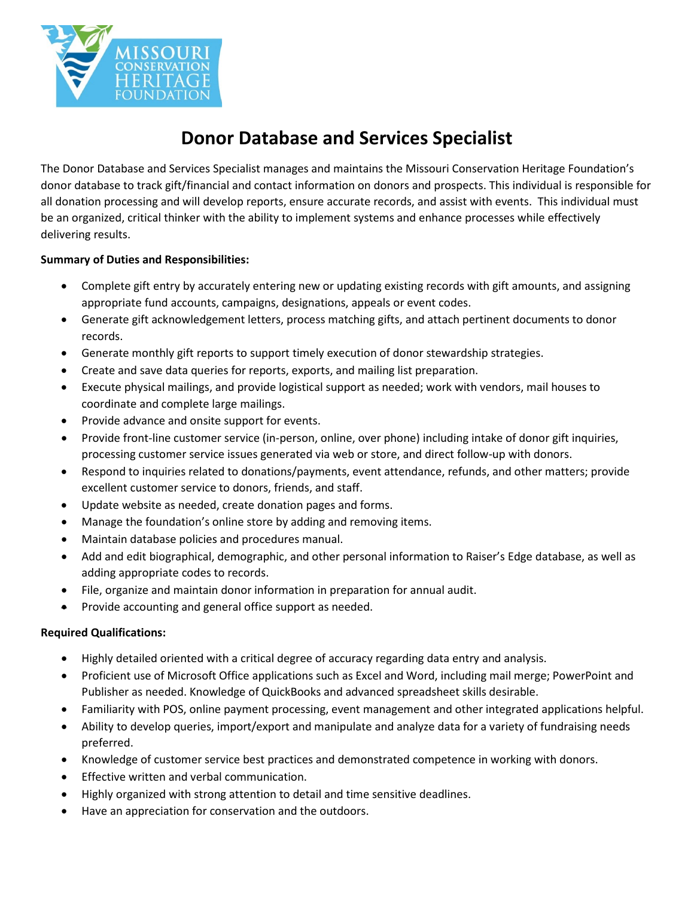# Donor Database and Services Specialist

The Donor Database and Services Specialist manages and maintains the Missouri Conservation Heritage Foundation's donor database to track gift/financial and contact information on donors and prospects. This individual is responsible for all donation processing and will develop reports, ensure accurate records, and assist with events. This individual must be an organized, critical thinker with the ability to implement systems and enhance processes while effectively delivering results.

**Summary of Duties and Responsibilities:**

- Complete gift entry by accurately entering new or updating existing records with gift amounts, and assigning appropriate fund accounts, campaigns, designations, appeals or event codes.
- Generate gift acknowledgement letters, process matching gifts, and attach pertinent documents to donor records.
- Generate monthly gift reports to support timely execution of donor stewardship strategies.
- Create and save data queries for reports, exports, and mailing list preparation.
- Execute physical mailings, and provide logistical support as needed; work with vendors, mail houses to coordinate and complete large mailings.
- Provide advance and onsite support for events.
- Provide front-line customer service (in-person, online, over phone) including intake of donor gift inquiries, processing customer service issues generated via web or store, and direct follow-up with donors.
- Respond to inquiries related to donations/payments, event attendance, refunds, and other matters; provide excellent customer service to donors, friends, and staff.
- Update website as needed, create donation pages and forms.
- Manage the foundation's online store by adding and removing items.
- Maintain database policies and procedures manual.
- Add and edit biographical, demographic, and other personal information to Raiser's Edge database, as well as adding appropriate codes to records.
- File, organize and maintain donor information in preparation for annual audit.
- Provide accounting and general office support as needed.

**Required Qualifications:**

- Highly detailed oriented with a critical degree of accuracy regarding data entry and analysis.
- Proficient use of Microsoft Office applications such as Excel and Word, including mail merge; PowerPoint and Publisher as needed. Knowledge of QuickBooks and advanced spreadsheet skills desirable.
- Familiarity with POS, online payment processing, event management and other integrated applications helpful.
- Ability to develop queries, import/export and manipulate and analyze data for a variety of fundraising needs preferred.
- Knowledge of customer service best practices and demonstrated competence in working with donors.
- Effective written and verbal communication.
- Highly organized with strong attention to detail and time sensitive deadlines.
- Have an appreciation for conservation and the outdoors.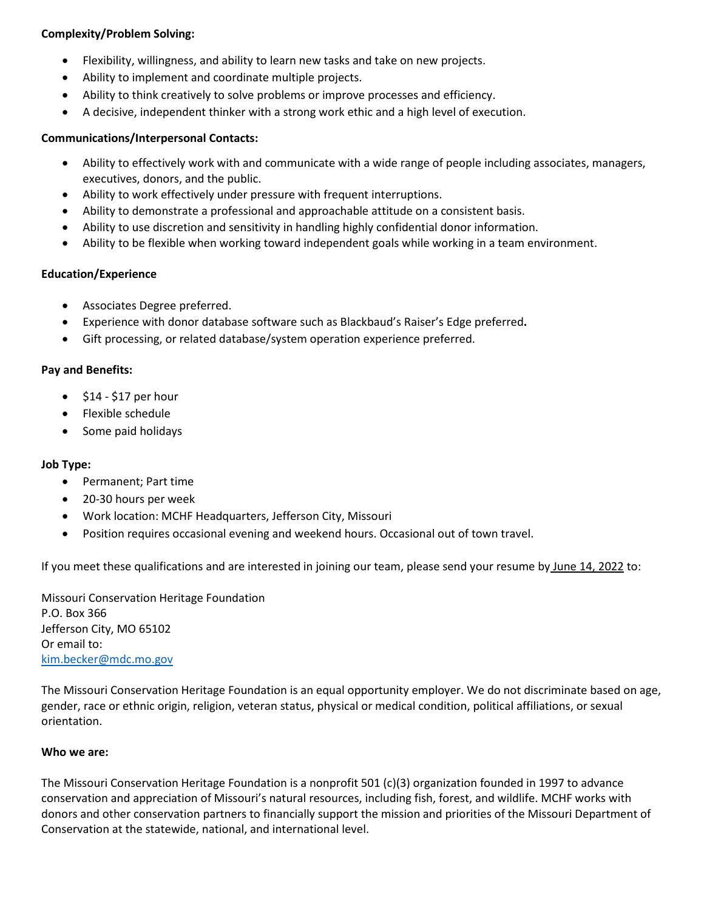**Complexity/Problem Solving:**

- Flexibility, willingness, and ability to learn new tasks and take on new projects.
- Ability to implement and coordinate multiple projects.
- Ability to think creatively to solve problems or improve processes and efficiency.
- A decisive, independent thinker with a strong work ethic and a high level of execution.

**Communications/Interpersonal Contacts:**

- Ability to effectively work with and communicate with a wide range of people including associates, managers, executives, donors, and the public.
- Ability to work effectively under pressure with frequent interruptions.
- Ability to demonstrate a professional and approachable attitude on a consistent basis.
- Ability to use discretion and sensitivity in handling highly confidential donor information.
- Ability to be flexible when working toward independent goals while working in a team environment.

**Education/Experience**

- Associates Degree preferred.
- Experience with donor database software such as Blackbaud's Raiser's Edge preferred**.**
- Gift processing, or related database/system operation experience preferred.

**Pay and Benefits:**

- $14 - $17 per hour
- Flexible schedule
- Some paid holidays

**Job Type:**

- Permanent; Part time
- 20-30 hours per week
- Work location: MCHF Headquarters, Jefferson City, Missouri
- Position requires occasional evening and weekend hours. Occasional out of town travel.

If you meet these qualifications and are interested in joining our team, please send your resume by June 14, 2022 to:

Missouri Conservation Heritage Foundation
P.O. Box 366
Jefferson City, MO 65102
Or email to:
kim.becker@mdc.mo.gov

The Missouri Conservation Heritage Foundation is an equal opportunity employer. We do not discriminate based on age, gender, race or ethnic origin, religion, veteran status, physical or medical condition, political affiliations, or sexual orientation.

**Who we are:**

The Missouri Conservation Heritage Foundation is a nonprofit 501 (c)(3) organization founded in 1997 to advance conservation and appreciation of Missouri's natural resources, including fish, forest, and wildlife. MCHF works with donors and other conservation partners to financially support the mission and priorities of the Missouri Department of Conservation at the statewide, national, and international level.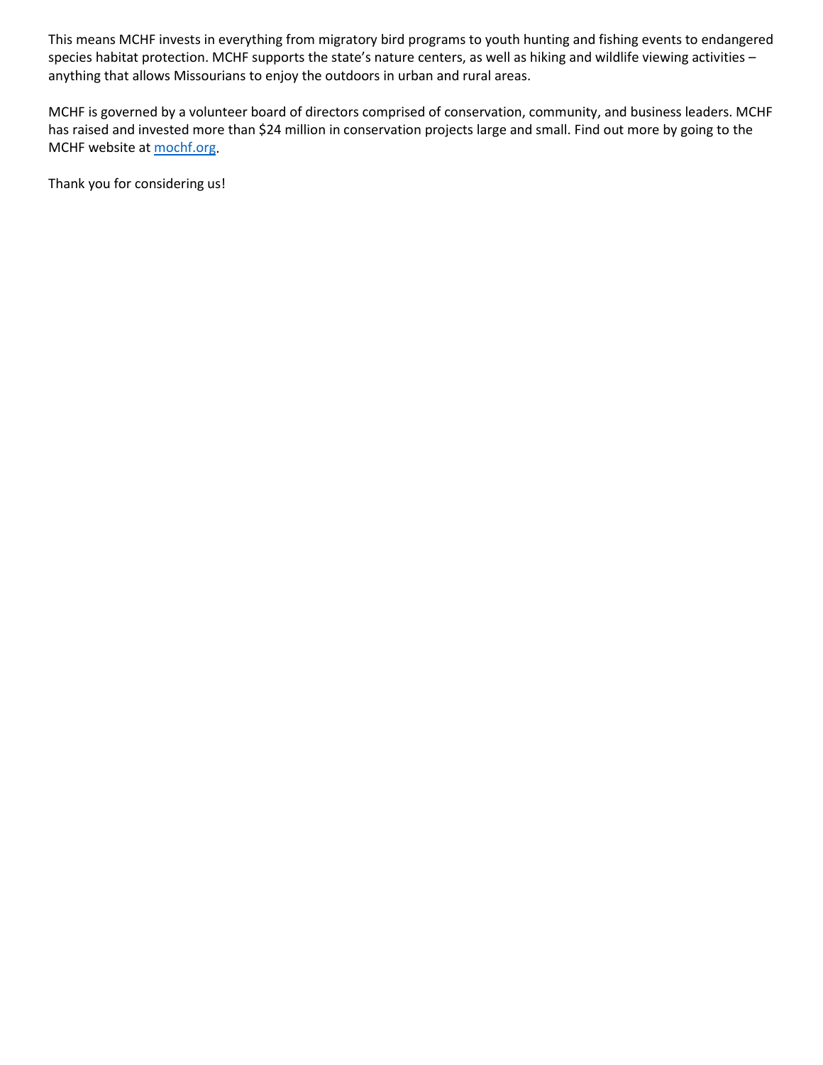This means MCHF invests in everything from migratory bird programs to youth hunting and fishing events to endangered species habitat protection. MCHF supports the state's nature centers, as well as hiking and wildlife viewing activities – anything that allows Missourians to enjoy the outdoors in urban and rural areas.

MCHF is governed by a volunteer board of directors comprised of conservation, community, and business leaders. MCHF has raised and invested more than $24 million in conservation projects large and small. Find out more by going to the MCHF website at [mochf.org](mochf.org).

Thank you for considering us!